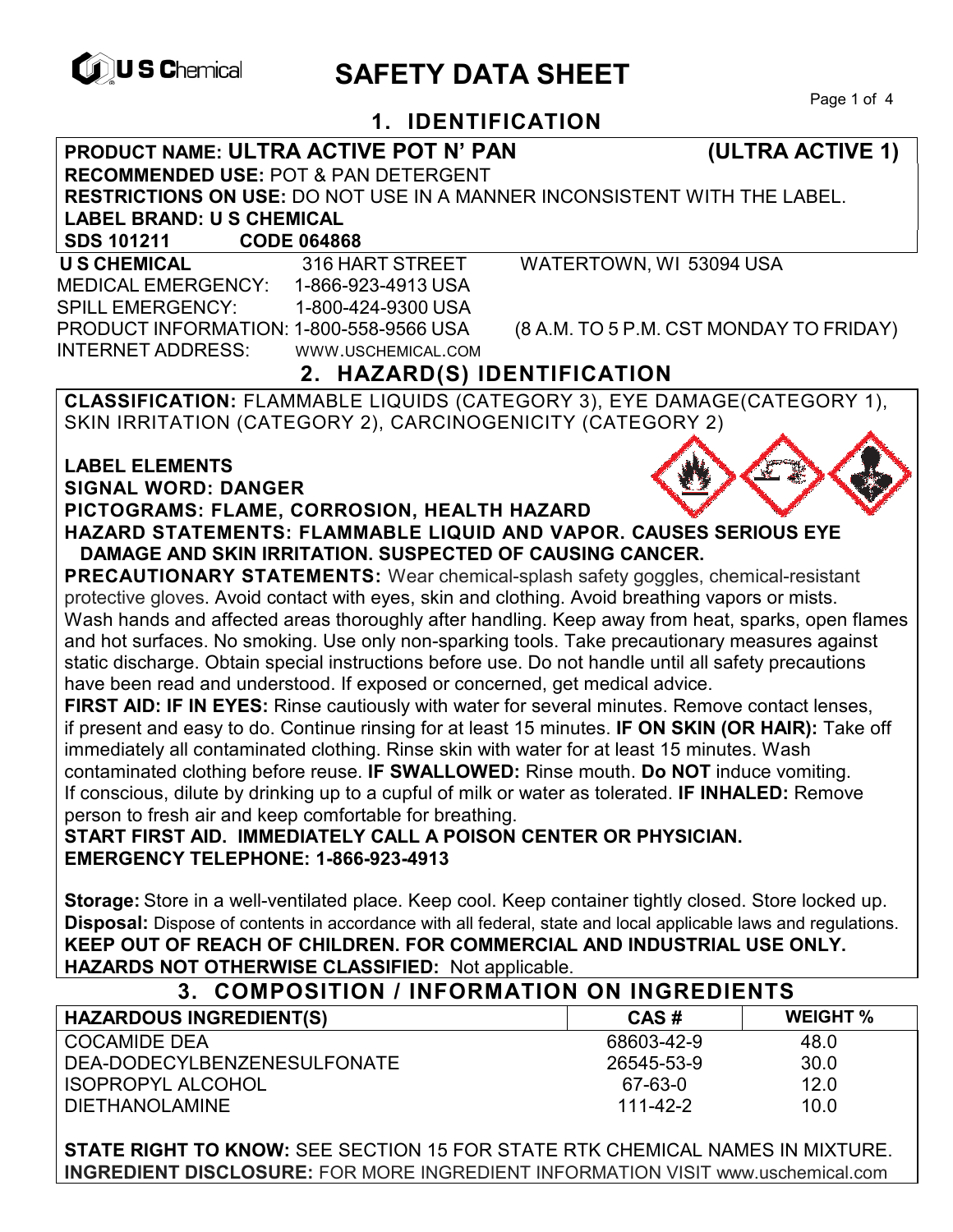# SAFETY DATA SHEET

## 1. IDENTIFICATION

**PRODUCT NAME: ULTRA ACTIVE POT N' PAN (ULTRA ACTIVE 1)**
**RECOMMENDED USE:** POT & PAN DETERGENT
**RESTRICTIONS ON USE:** DO NOT USE IN A MANNER INCONSISTENT WITH THE LABEL.
**LABEL BRAND: U S CHEMICAL**
**SDS 101211 CODE 064868**

**U S CHEMICAL** 316 HART STREET WATERTOWN, WI 53094 USA
MEDICAL EMERGENCY: 1-866-923-4913 USA
SPILL EMERGENCY: 1-800-424-9300 USA
PRODUCT INFORMATION: 1-800-558-9566 USA (8 A.M. TO 5 P.M. CST MONDAY TO FRIDAY)
INTERNET ADDRESS: WWW.USCHEMICAL.COM

## 2. HAZARD(S) IDENTIFICATION

**CLASSIFICATION:** FLAMMABLE LIQUIDS (CATEGORY 3), EYE DAMAGE(CATEGORY 1), SKIN IRRITATION (CATEGORY 2), CARCINOGENICITY (CATEGORY 2)

**LABEL ELEMENTS**
**SIGNAL WORD: DANGER**
**PICTOGRAMS: FLAME, CORROSION, HEALTH HAZARD**
**HAZARD STATEMENTS: FLAMMABLE LIQUID AND VAPOR. CAUSES SERIOUS EYE DAMAGE AND SKIN IRRITATION. SUSPECTED OF CAUSING CANCER.**
**PRECAUTIONARY STATEMENTS:** Wear chemical-splash safety goggles, chemical-resistant protective gloves. Avoid contact with eyes, skin and clothing. Avoid breathing vapors or mists. Wash hands and affected areas thoroughly after handling. Keep away from heat, sparks, open flames and hot surfaces. No smoking. Use only non-sparking tools. Take precautionary measures against static discharge. Obtain special instructions before use. Do not handle until all safety precautions have been read and understood. If exposed or concerned, get medical advice.
**FIRST AID: IF IN EYES:** Rinse cautiously with water for several minutes. Remove contact lenses, if present and easy to do. Continue rinsing for at least 15 minutes. **IF ON SKIN (OR HAIR):** Take off immediately all contaminated clothing. Rinse skin with water for at least 15 minutes. Wash contaminated clothing before reuse. **IF SWALLOWED:** Rinse mouth. **Do NOT** induce vomiting. If conscious, dilute by drinking up to a cupful of milk or water as tolerated. **IF INHALED:** Remove person to fresh air and keep comfortable for breathing.
**START FIRST AID. IMMEDIATELY CALL A POISON CENTER OR PHYSICIAN.**
**EMERGENCY TELEPHONE: 1-866-923-4913**

**Storage:** Store in a well-ventilated place. Keep cool. Keep container tightly closed. Store locked up.
**Disposal:** Dispose of contents in accordance with all federal, state and local applicable laws and regulations.
**KEEP OUT OF REACH OF CHILDREN. FOR COMMERCIAL AND INDUSTRIAL USE ONLY.**
**HAZARDS NOT OTHERWISE CLASSIFIED:** Not applicable.

## 3. COMPOSITION / INFORMATION ON INGREDIENTS

| HAZARDOUS INGREDIENT(S) | CAS # | WEIGHT % |
|---|---|---|
| COCAMIDE DEA | 68603-42-9 | 48.0 |
| DEA-DODECYLBENZENESULFONATE | 26545-53-9 | 30.0 |
| ISOPROPYL ALCOHOL | 67-63-0 | 12.0 |
| DIETHANOLAMINE | 111-42-2 | 10.0 |

**STATE RIGHT TO KNOW:** SEE SECTION 15 FOR STATE RTK CHEMICAL NAMES IN MIXTURE.
**INGREDIENT DISCLOSURE:** FOR MORE INGREDIENT INFORMATION VISIT www.uschemical.com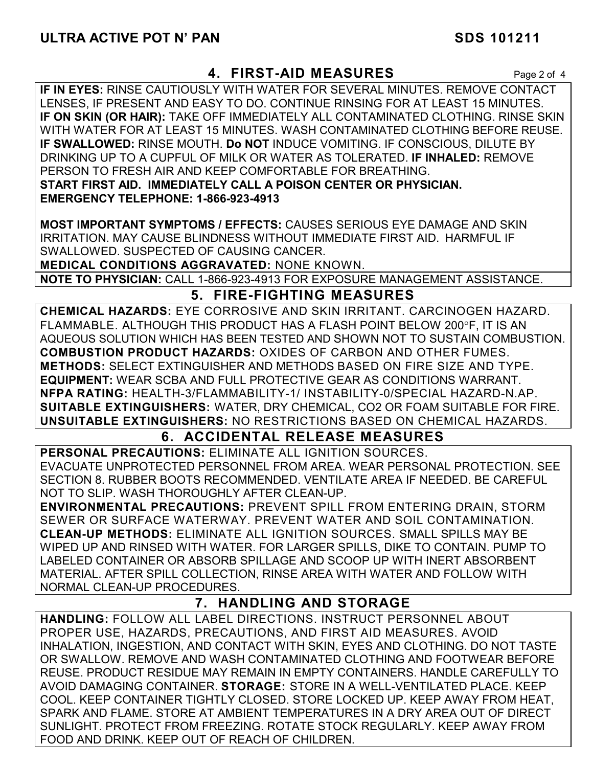## 4. FIRST-AID MEASURES

**IF IN EYES:** RINSE CAUTIOUSLY WITH WATER FOR SEVERAL MINUTES. REMOVE CONTACT LENSES, IF PRESENT AND EASY TO DO. CONTINUE RINSING FOR AT LEAST 15 MINUTES. **IF ON SKIN (OR HAIR):** TAKE OFF IMMEDIATELY ALL CONTAMINATED CLOTHING. RINSE SKIN WITH WATER FOR AT LEAST 15 MINUTES. WASH CONTAMINATED CLOTHING BEFORE REUSE. **IF SWALLOWED:** RINSE MOUTH. **Do NOT** INDUCE VOMITING. IF CONSCIOUS, DILUTE BY DRINKING UP TO A CUPFUL OF MILK OR WATER AS TOLERATED. **IF INHALED:** REMOVE PERSON TO FRESH AIR AND KEEP COMFORTABLE FOR BREATHING.
**START FIRST AID. IMMEDIATELY CALL A POISON CENTER OR PHYSICIAN.**
**EMERGENCY TELEPHONE: 1-866-923-4913**

**MOST IMPORTANT SYMPTOMS / EFFECTS:** CAUSES SERIOUS EYE DAMAGE AND SKIN IRRITATION. MAY CAUSE BLINDNESS WITHOUT IMMEDIATE FIRST AID. HARMFUL IF SWALLOWED. SUSPECTED OF CAUSING CANCER.
**MEDICAL CONDITIONS AGGRAVATED:** NONE KNOWN.

**NOTE TO PHYSICIAN:** CALL 1-866-923-4913 FOR EXPOSURE MANAGEMENT ASSISTANCE.

## 5. FIRE-FIGHTING MEASURES

**CHEMICAL HAZARDS:** EYE CORROSIVE AND SKIN IRRITANT. CARCINOGEN HAZARD. FLAMMABLE. ALTHOUGH THIS PRODUCT HAS A FLASH POINT BELOW 200°F, IT IS AN AQUEOUS SOLUTION WHICH HAS BEEN TESTED AND SHOWN NOT TO SUSTAIN COMBUSTION.
**COMBUSTION PRODUCT HAZARDS:** OXIDES OF CARBON AND OTHER FUMES.
**METHODS:** SELECT EXTINGUISHER AND METHODS BASED ON FIRE SIZE AND TYPE.
**EQUIPMENT:** WEAR SCBA AND FULL PROTECTIVE GEAR AS CONDITIONS WARRANT.
**NFPA RATING:** HEALTH-3/FLAMMABILITY-1/ INSTABILITY-0/SPECIAL HAZARD-N.AP.
**SUITABLE EXTINGUISHERS:** WATER, DRY CHEMICAL, CO2 OR FOAM SUITABLE FOR FIRE.
**UNSUITABLE EXTINGUISHERS:** NO RESTRICTIONS BASED ON CHEMICAL HAZARDS.

## 6. ACCIDENTAL RELEASE MEASURES

**PERSONAL PRECAUTIONS:** ELIMINATE ALL IGNITION SOURCES.
EVACUATE UNPROTECTED PERSONNEL FROM AREA. WEAR PERSONAL PROTECTION. SEE SECTION 8. RUBBER BOOTS RECOMMENDED. VENTILATE AREA IF NEEDED. BE CAREFUL NOT TO SLIP. WASH THOROUGHLY AFTER CLEAN-UP.
**ENVIRONMENTAL PRECAUTIONS:** PREVENT SPILL FROM ENTERING DRAIN, STORM SEWER OR SURFACE WATERWAY. PREVENT WATER AND SOIL CONTAMINATION.
**CLEAN-UP METHODS:** ELIMINATE ALL IGNITION SOURCES. SMALL SPILLS MAY BE WIPED UP AND RINSED WITH WATER. FOR LARGER SPILLS, DIKE TO CONTAIN. PUMP TO LABELED CONTAINER OR ABSORB SPILLAGE AND SCOOP UP WITH INERT ABSORBENT MATERIAL. AFTER SPILL COLLECTION, RINSE AREA WITH WATER AND FOLLOW WITH NORMAL CLEAN-UP PROCEDURES.

## 7. HANDLING AND STORAGE

**HANDLING:** FOLLOW ALL LABEL DIRECTIONS. INSTRUCT PERSONNEL ABOUT PROPER USE, HAZARDS, PRECAUTIONS, AND FIRST AID MEASURES. AVOID INHALATION, INGESTION, AND CONTACT WITH SKIN, EYES AND CLOTHING. DO NOT TASTE OR SWALLOW. REMOVE AND WASH CONTAMINATED CLOTHING AND FOOTWEAR BEFORE REUSE. PRODUCT RESIDUE MAY REMAIN IN EMPTY CONTAINERS. HANDLE CAREFULLY TO AVOID DAMAGING CONTAINER. **STORAGE:** STORE IN A WELL-VENTILATED PLACE. KEEP COOL. KEEP CONTAINER TIGHTLY CLOSED. STORE LOCKED UP. KEEP AWAY FROM HEAT, SPARK AND FLAME. STORE AT AMBIENT TEMPERATURES IN A DRY AREA OUT OF DIRECT SUNLIGHT. PROTECT FROM FREEZING. ROTATE STOCK REGULARLY. KEEP AWAY FROM FOOD AND DRINK. KEEP OUT OF REACH OF CHILDREN.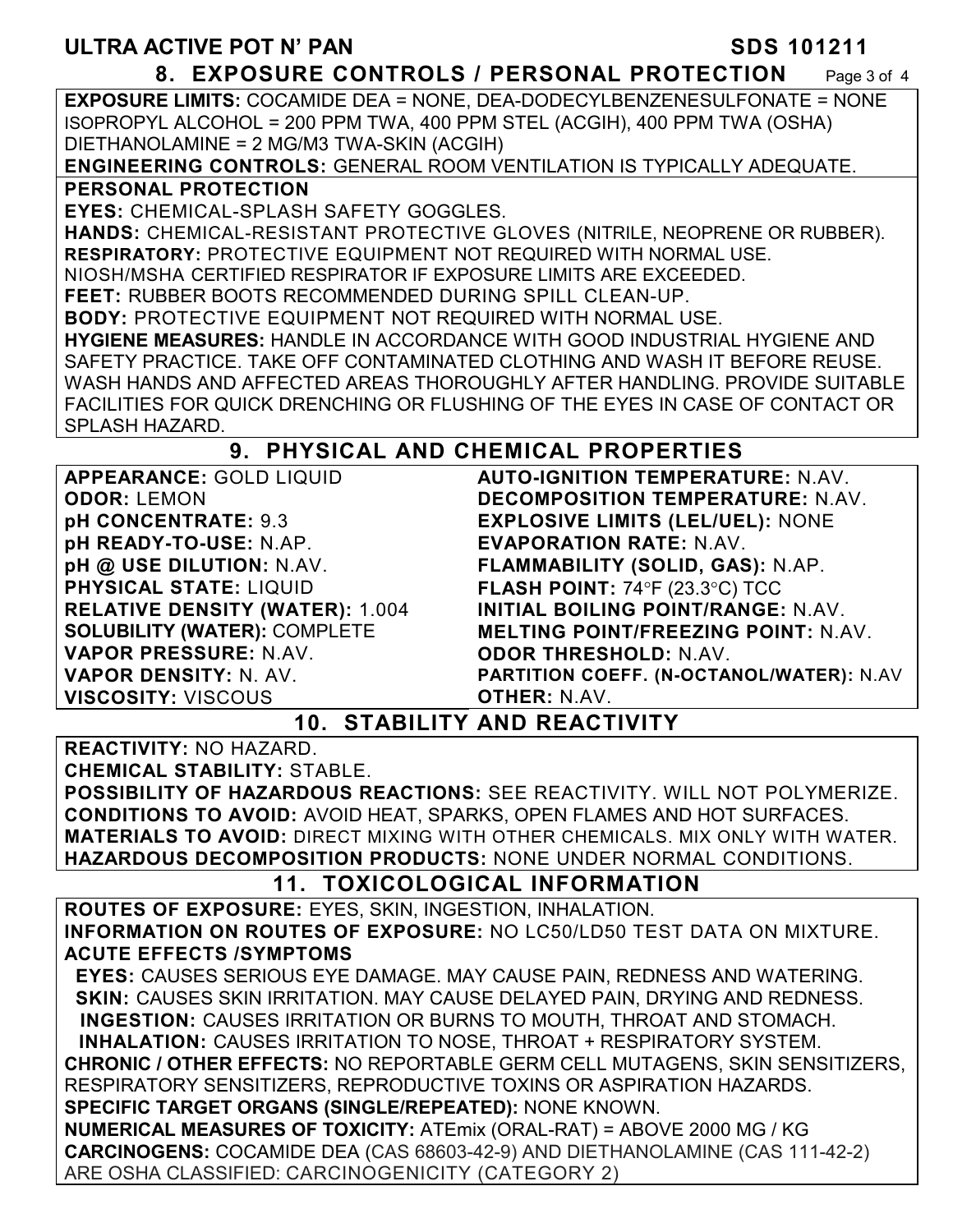## 8. EXPOSURE CONTROLS / PERSONAL PROTECTION

**EXPOSURE LIMITS:** COCAMIDE DEA = NONE, DEA-DODECYLBENZENESULFONATE = NONE
ISOPROPYL ALCOHOL = 200 PPM TWA, 400 PPM STEL (ACGIH), 400 PPM TWA (OSHA)
DIETHANOLAMINE = 2 MG/M3 TWA-SKIN (ACGIH)

**ENGINEERING CONTROLS:** GENERAL ROOM VENTILATION IS TYPICALLY ADEQUATE.

**PERSONAL PROTECTION**

**EYES:** CHEMICAL-SPLASH SAFETY GOGGLES.

**HANDS:** CHEMICAL-RESISTANT PROTECTIVE GLOVES (NITRILE, NEOPRENE OR RUBBER).

**RESPIRATORY:** PROTECTIVE EQUIPMENT NOT REQUIRED WITH NORMAL USE.
NIOSH/MSHA CERTIFIED RESPIRATOR IF EXPOSURE LIMITS ARE EXCEEDED.

**FEET:** RUBBER BOOTS RECOMMENDED DURING SPILL CLEAN-UP.

**BODY:** PROTECTIVE EQUIPMENT NOT REQUIRED WITH NORMAL USE.

**HYGIENE MEASURES:** HANDLE IN ACCORDANCE WITH GOOD INDUSTRIAL HYGIENE AND SAFETY PRACTICE. TAKE OFF CONTAMINATED CLOTHING AND WASH IT BEFORE REUSE. WASH HANDS AND AFFECTED AREAS THOROUGHLY AFTER HANDLING. PROVIDE SUITABLE FACILITIES FOR QUICK DRENCHING OR FLUSHING OF THE EYES IN CASE OF CONTACT OR SPLASH HAZARD.

## 9. PHYSICAL AND CHEMICAL PROPERTIES

**APPEARANCE:** GOLD LIQUID
**ODOR:** LEMON
**pH CONCENTRATE:** 9.3
**pH READY-TO-USE:** N.AP.
**pH @ USE DILUTION:** N.AV.
**PHYSICAL STATE:** LIQUID
**RELATIVE DENSITY (WATER):** 1.004
**SOLUBILITY (WATER):** COMPLETE
**VAPOR PRESSURE:** N.AV.
**VAPOR DENSITY:** N. AV.
**VISCOSITY:** VISCOUS
**AUTO-IGNITION TEMPERATURE:** N.AV.
**DECOMPOSITION TEMPERATURE:** N.AV.
**EXPLOSIVE LIMITS (LEL/UEL):** NONE
**EVAPORATION RATE:** N.AV.
**FLAMMABILITY (SOLID, GAS):** N.AP.
**FLASH POINT:** 74°F (23.3°C) TCC
**INITIAL BOILING POINT/RANGE:** N.AV.
**MELTING POINT/FREEZING POINT:** N.AV.
**ODOR THRESHOLD:** N.AV.
**PARTITION COEFF. (N-OCTANOL/WATER):** N.AV
**OTHER:** N.AV.

## 10. STABILITY AND REACTIVITY

**REACTIVITY:** NO HAZARD.

**CHEMICAL STABILITY:** STABLE.

**POSSIBILITY OF HAZARDOUS REACTIONS:** SEE REACTIVITY. WILL NOT POLYMERIZE.

**CONDITIONS TO AVOID:** AVOID HEAT, SPARKS, OPEN FLAMES AND HOT SURFACES.

**MATERIALS TO AVOID:** DIRECT MIXING WITH OTHER CHEMICALS. MIX ONLY WITH WATER.

**HAZARDOUS DECOMPOSITION PRODUCTS:** NONE UNDER NORMAL CONDITIONS.

## 11. TOXICOLOGICAL INFORMATION

**ROUTES OF EXPOSURE:** EYES, SKIN, INGESTION, INHALATION.

**INFORMATION ON ROUTES OF EXPOSURE:** NO LC50/LD50 TEST DATA ON MIXTURE.

**ACUTE EFFECTS /SYMPTOMS**

**EYES:** CAUSES SERIOUS EYE DAMAGE. MAY CAUSE PAIN, REDNESS AND WATERING.

**SKIN:** CAUSES SKIN IRRITATION. MAY CAUSE DELAYED PAIN, DRYING AND REDNESS.

**INGESTION:** CAUSES IRRITATION OR BURNS TO MOUTH, THROAT AND STOMACH.

**INHALATION:** CAUSES IRRITATION TO NOSE, THROAT + RESPIRATORY SYSTEM.

**CHRONIC / OTHER EFFECTS:** NO REPORTABLE GERM CELL MUTAGENS, SKIN SENSITIZERS, RESPIRATORY SENSITIZERS, REPRODUCTIVE TOXINS OR ASPIRATION HAZARDS.

**SPECIFIC TARGET ORGANS (SINGLE/REPEATED):** NONE KNOWN.

**NUMERICAL MEASURES OF TOXICITY:** ATEmix (ORAL-RAT) = ABOVE 2000 MG / KG

**CARCINOGENS:** COCAMIDE DEA (CAS 68603-42-9) AND DIETHANOLAMINE (CAS 111-42-2) ARE OSHA CLASSIFIED: CARCINOGENICITY (CATEGORY 2)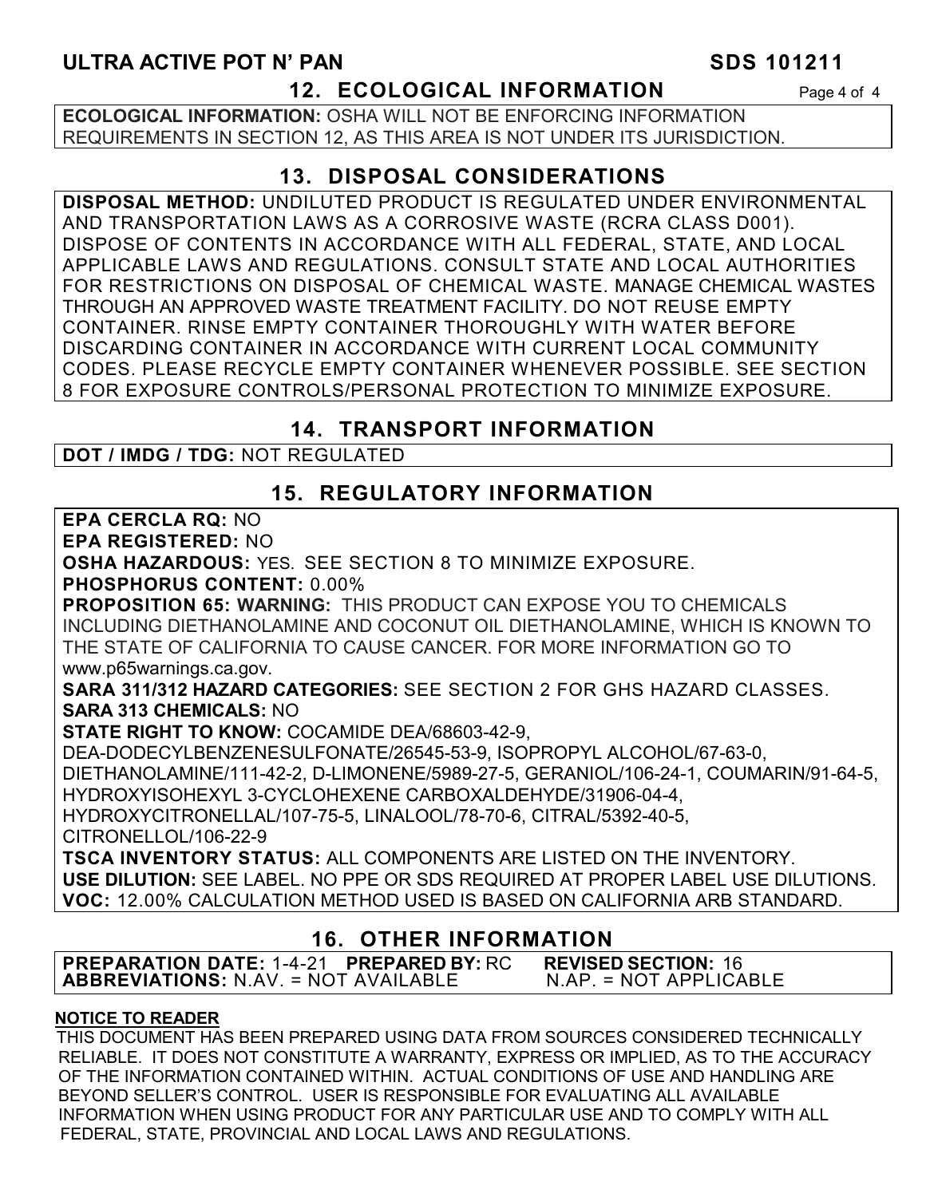## 12. ECOLOGICAL INFORMATION

**ECOLOGICAL INFORMATION:** OSHA WILL NOT BE ENFORCING INFORMATION REQUIREMENTS IN SECTION 12, AS THIS AREA IS NOT UNDER ITS JURISDICTION.

## 13. DISPOSAL CONSIDERATIONS

**DISPOSAL METHOD:** UNDILUTED PRODUCT IS REGULATED UNDER ENVIRONMENTAL AND TRANSPORTATION LAWS AS A CORROSIVE WASTE (RCRA CLASS D001). DISPOSE OF CONTENTS IN ACCORDANCE WITH ALL FEDERAL, STATE, AND LOCAL APPLICABLE LAWS AND REGULATIONS. CONSULT STATE AND LOCAL AUTHORITIES FOR RESTRICTIONS ON DISPOSAL OF CHEMICAL WASTE. MANAGE CHEMICAL WASTES THROUGH AN APPROVED WASTE TREATMENT FACILITY. DO NOT REUSE EMPTY CONTAINER. RINSE EMPTY CONTAINER THOROUGHLY WITH WATER BEFORE DISCARDING CONTAINER IN ACCORDANCE WITH CURRENT LOCAL COMMUNITY CODES. PLEASE RECYCLE EMPTY CONTAINER WHENEVER POSSIBLE. SEE SECTION 8 FOR EXPOSURE CONTROLS/PERSONAL PROTECTION TO MINIMIZE EXPOSURE.

## 14. TRANSPORT INFORMATION

**DOT / IMDG / TDG:** NOT REGULATED

## 15. REGULATORY INFORMATION

**EPA CERCLA RQ:** NO
**EPA REGISTERED:** NO
**OSHA HAZARDOUS:** YES. SEE SECTION 8 TO MINIMIZE EXPOSURE.
**PHOSPHORUS CONTENT:** 0.00%
**PROPOSITION 65: WARNING:** THIS PRODUCT CAN EXPOSE YOU TO CHEMICALS INCLUDING DIETHANOLAMINE AND COCONUT OIL DIETHANOLAMINE, WHICH IS KNOWN TO THE STATE OF CALIFORNIA TO CAUSE CANCER. FOR MORE INFORMATION GO TO www.p65warnings.ca.gov.
**SARA 311/312 HAZARD CATEGORIES:** SEE SECTION 2 FOR GHS HAZARD CLASSES.
**SARA 313 CHEMICALS:** NO
**STATE RIGHT TO KNOW:** COCAMIDE DEA/68603-42-9, DEA-DODECYLBENZENESULFONATE/26545-53-9, ISOPROPYL ALCOHOL/67-63-0, DIETHANOLAMINE/111-42-2, D-LIMONENE/5989-27-5, GERANIOL/106-24-1, COUMARIN/91-64-5, HYDROXYISOHEXYL 3-CYCLOHEXENE CARBOXALDEHYDE/31906-04-4, HYDROXYCITRONELLAL/107-75-5, LINALOOL/78-70-6, CITRAL/5392-40-5, CITRONELLOL/106-22-9
**TSCA INVENTORY STATUS:** ALL COMPONENTS ARE LISTED ON THE INVENTORY.
**USE DILUTION:** SEE LABEL. NO PPE OR SDS REQUIRED AT PROPER LABEL USE DILUTIONS.
**VOC:** 12.00% CALCULATION METHOD USED IS BASED ON CALIFORNIA ARB STANDARD.

## 16. OTHER INFORMATION

**PREPARATION DATE:** 1-4-21 **PREPARED BY:** RC **REVISED SECTION:** 16
**ABBREVIATIONS:** N.AV. = NOT AVAILABLE N.AP. = NOT APPLICABLE

**NOTICE TO READER**

THIS DOCUMENT HAS BEEN PREPARED USING DATA FROM SOURCES CONSIDERED TECHNICALLY RELIABLE. IT DOES NOT CONSTITUTE A WARRANTY, EXPRESS OR IMPLIED, AS TO THE ACCURACY OF THE INFORMATION CONTAINED WITHIN. ACTUAL CONDITIONS OF USE AND HANDLING ARE BEYOND SELLER'S CONTROL. USER IS RESPONSIBLE FOR EVALUATING ALL AVAILABLE INFORMATION WHEN USING PRODUCT FOR ANY PARTICULAR USE AND TO COMPLY WITH ALL FEDERAL, STATE, PROVINCIAL AND LOCAL LAWS AND REGULATIONS.